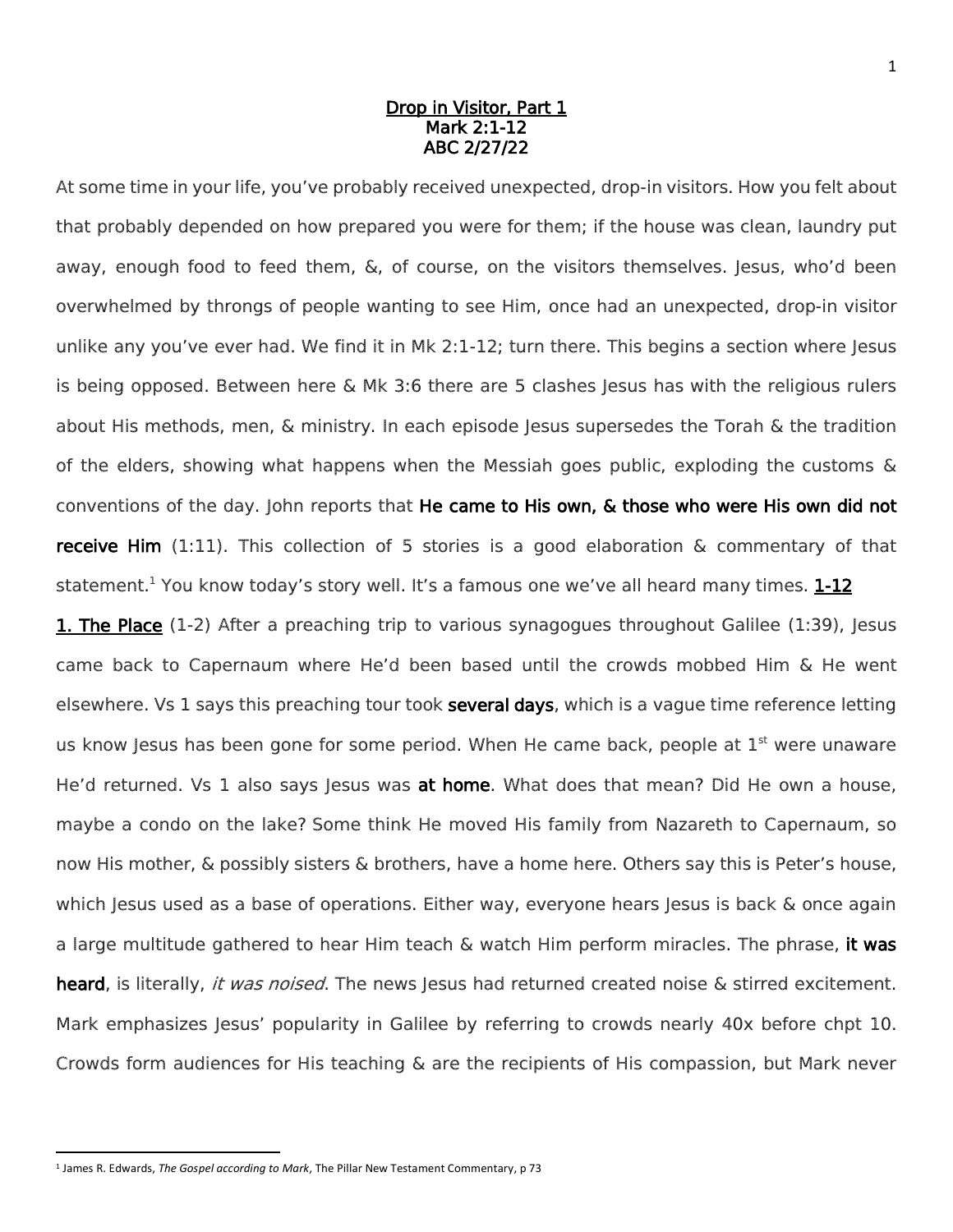**Drop in Visitor, Part 1**
**Mark 2:1-12**
**ABC 2/27/22**

At some time in your life, you've probably received unexpected, drop-in visitors. How you felt about that probably depended on how prepared you were for them; if the house was clean, laundry put away, enough food to feed them, &, of course, on the visitors themselves. Jesus, who'd been overwhelmed by throngs of people wanting to see Him, once had an unexpected, drop-in visitor unlike any you've ever had. We find it in Mk 2:1-12; turn there. This begins a section where Jesus is being opposed. Between here & Mk 3:6 there are 5 clashes Jesus has with the religious rulers about His methods, men, & ministry. In each episode Jesus supersedes the Torah & the tradition of the elders, showing what happens when the Messiah goes public, exploding the customs & conventions of the day. John reports that **He came to His own, & those who were His own did not receive Him** (1:11). This collection of 5 stories is a good elaboration & commentary of that statement.[1] You know today's story well. It's a famous one we've all heard many times. **1-12**

**1. The Place** (1-2) After a preaching trip to various synagogues throughout Galilee (1:39), Jesus came back to Capernaum where He'd been based until the crowds mobbed Him & He went elsewhere. Vs 1 says this preaching tour took **several days**, which is a vague time reference letting us know Jesus has been gone for some period. When He came back, people at 1st were unaware He'd returned. Vs 1 also says Jesus was **at home**. What does that mean? Did He own a house, maybe a condo on the lake? Some think He moved His family from Nazareth to Capernaum, so now His mother, & possibly sisters & brothers, have a home here. Others say this is Peter's house, which Jesus used as a base of operations. Either way, everyone hears Jesus is back & once again a large multitude gathered to hear Him teach & watch Him perform miracles. The phrase, **it was heard**, is literally, *it was noised*. The news Jesus had returned created noise & stirred excitement. Mark emphasizes Jesus' popularity in Galilee by referring to crowds nearly 40x before chpt 10. Crowds form audiences for His teaching & are the recipients of His compassion, but Mark never

[1] James R. Edwards, *The Gospel according to Mark*, The Pillar New Testament Commentary, p 73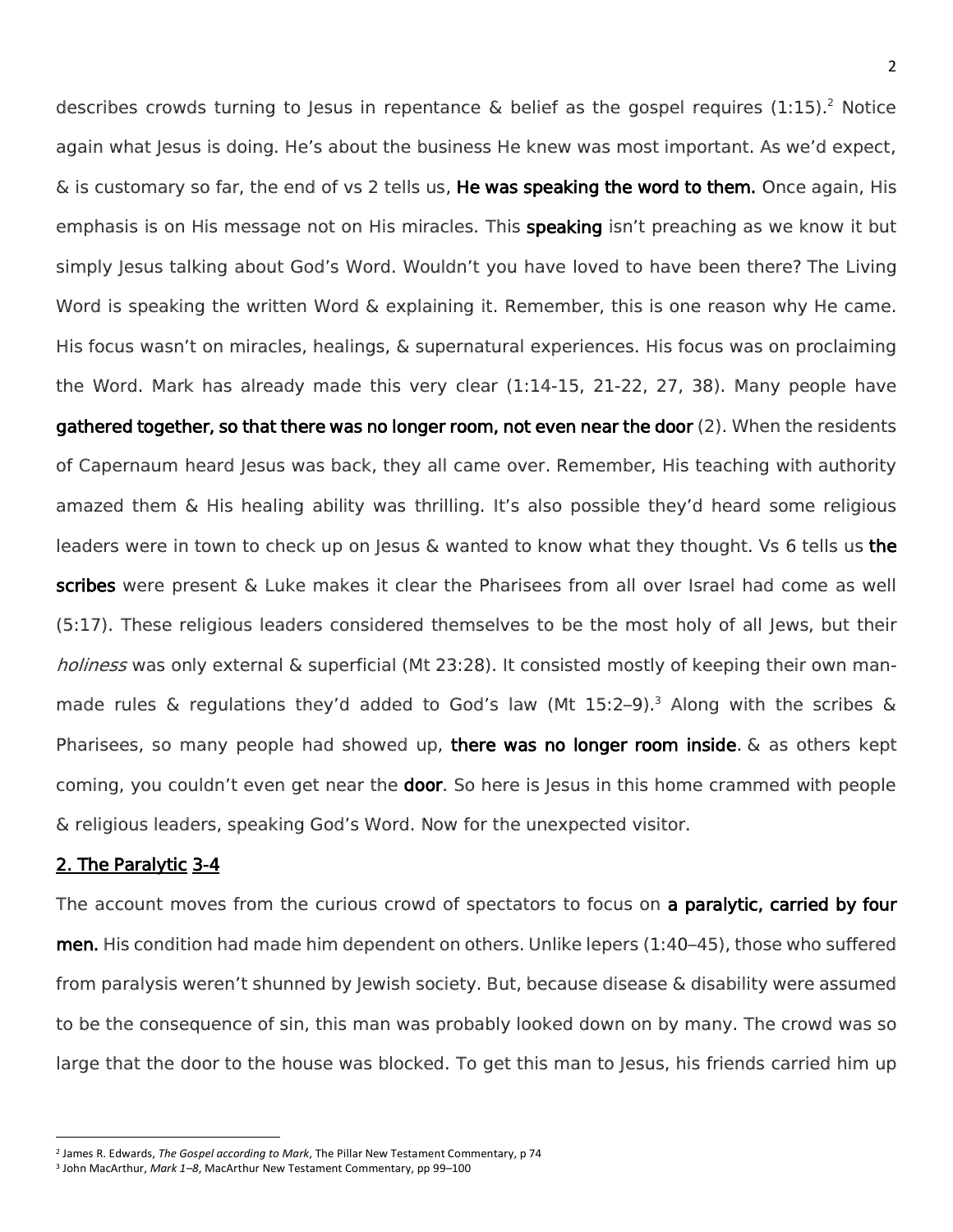describes crowds turning to Jesus in repentance & belief as the gospel requires (1:15).[2] Notice again what Jesus is doing. He's about the business He knew was most important. As we'd expect, & is customary so far, the end of vs 2 tells us, **He was speaking the word to them.** Once again, His emphasis is on His message not on His miracles. This **speaking** isn't preaching as we know it but simply Jesus talking about God's Word. Wouldn't you have loved to have been there? The Living Word is speaking the written Word & explaining it. Remember, this is one reason why He came. His focus wasn't on miracles, healings, & supernatural experiences. His focus was on proclaiming the Word. Mark has already made this very clear (1:14-15, 21-22, 27, 38). Many people have **gathered together, so that there was no longer room, not even near the door** (2). When the residents of Capernaum heard Jesus was back, they all came over. Remember, His teaching with authority amazed them & His healing ability was thrilling. It's also possible they'd heard some religious leaders were in town to check up on Jesus & wanted to know what they thought. Vs 6 tells us **the scribes** were present & Luke makes it clear the Pharisees from all over Israel had come as well (5:17). These religious leaders considered themselves to be the most holy of all Jews, but their *holiness* was only external & superficial (Mt 23:28). It consisted mostly of keeping their own man-made rules & regulations they'd added to God's law (Mt 15:2–9).[3] Along with the scribes & Pharisees, so many people had showed up, **there was no longer room inside**. & as others kept coming, you couldn't even get near the **door**. So here is Jesus in this home crammed with people & religious leaders, speaking God's Word. Now for the unexpected visitor.

## 2. The Paralytic 3-4

The account moves from the curious crowd of spectators to focus on **a paralytic, carried by four men.** His condition had made him dependent on others. Unlike lepers (1:40–45), those who suffered from paralysis weren't shunned by Jewish society. But, because disease & disability were assumed to be the consequence of sin, this man was probably looked down on by many. The crowd was so large that the door to the house was blocked. To get this man to Jesus, his friends carried him up

---

[2] James R. Edwards, *The Gospel according to Mark*, The Pillar New Testament Commentary, p 74

[3] John MacArthur, *Mark 1–8*, MacArthur New Testament Commentary, pp 99–100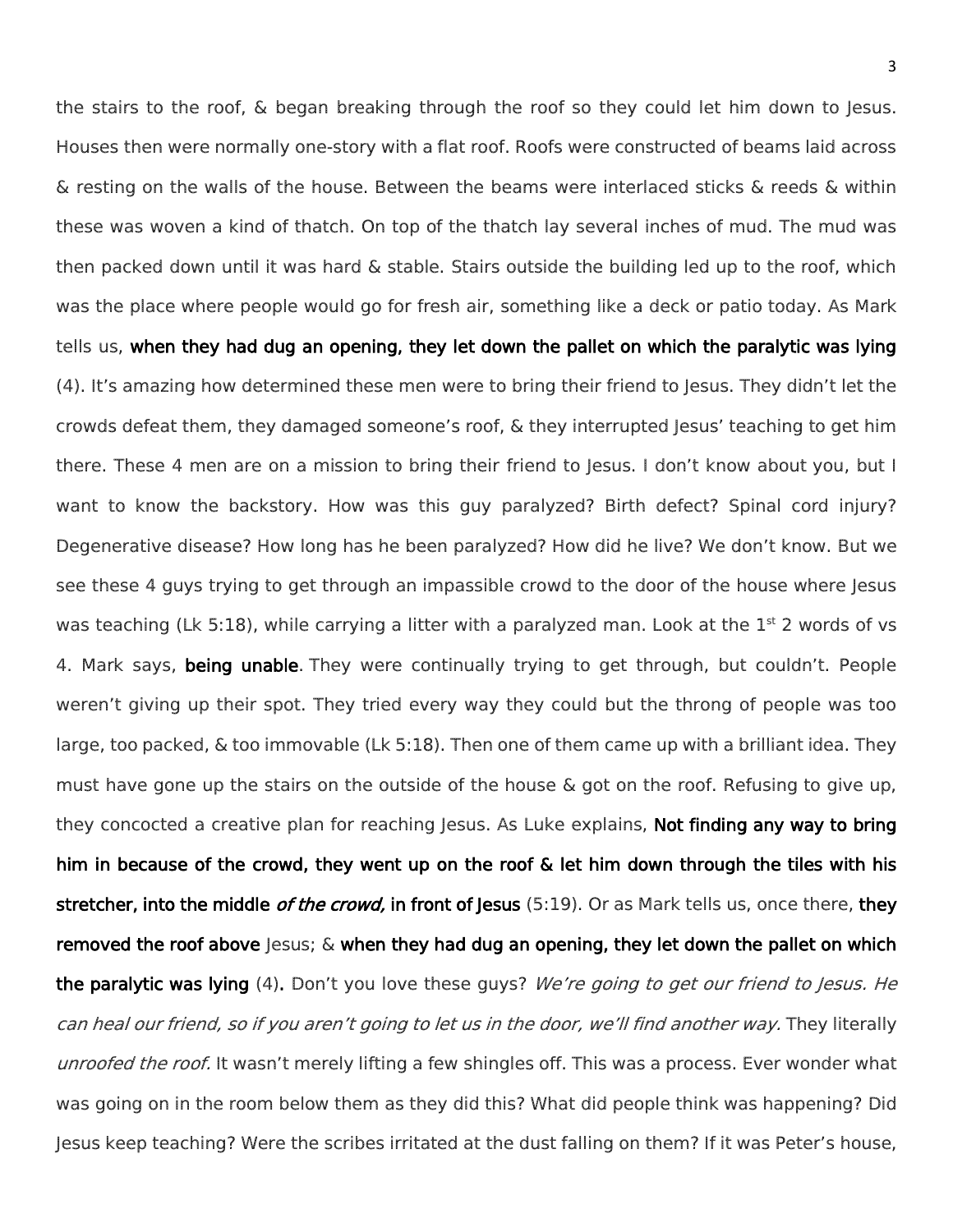the stairs to the roof, & began breaking through the roof so they could let him down to Jesus. Houses then were normally one-story with a flat roof. Roofs were constructed of beams laid across & resting on the walls of the house. Between the beams were interlaced sticks & reeds & within these was woven a kind of thatch. On top of the thatch lay several inches of mud. The mud was then packed down until it was hard & stable. Stairs outside the building led up to the roof, which was the place where people would go for fresh air, something like a deck or patio today. As Mark tells us, **when they had dug an opening, they let down the pallet on which the paralytic was lying** (4). It's amazing how determined these men were to bring their friend to Jesus. They didn't let the crowds defeat them, they damaged someone's roof, & they interrupted Jesus' teaching to get him there. These 4 men are on a mission to bring their friend to Jesus. I don't know about you, but I want to know the backstory. How was this guy paralyzed? Birth defect? Spinal cord injury? Degenerative disease? How long has he been paralyzed? How did he live? We don't know. But we see these 4 guys trying to get through an impassible crowd to the door of the house where Jesus was teaching (Lk 5:18), while carrying a litter with a paralyzed man. Look at the 1st 2 words of vs 4. Mark says, **being unable**. They were continually trying to get through, but couldn't. People weren't giving up their spot. They tried every way they could but the throng of people was too large, too packed, & too immovable (Lk 5:18). Then one of them came up with a brilliant idea. They must have gone up the stairs on the outside of the house & got on the roof. Refusing to give up, they concocted a creative plan for reaching Jesus. As Luke explains, **Not finding any way to bring him in because of the crowd, they went up on the roof & let him down through the tiles with his stretcher, into the middle *of the crowd,* in front of Jesus** (5:19). Or as Mark tells us, once there, **they removed the roof above** Jesus; & **when they had dug an opening, they let down the pallet on which the paralytic was lying** (4). Don't you love these guys? *We're going to get our friend to Jesus. He can heal our friend, so if you aren't going to let us in the door, we'll find another way.* They literally *unroofed the roof.* It wasn't merely lifting a few shingles off. This was a process. Ever wonder what was going on in the room below them as they did this? What did people think was happening? Did Jesus keep teaching? Were the scribes irritated at the dust falling on them? If it was Peter's house,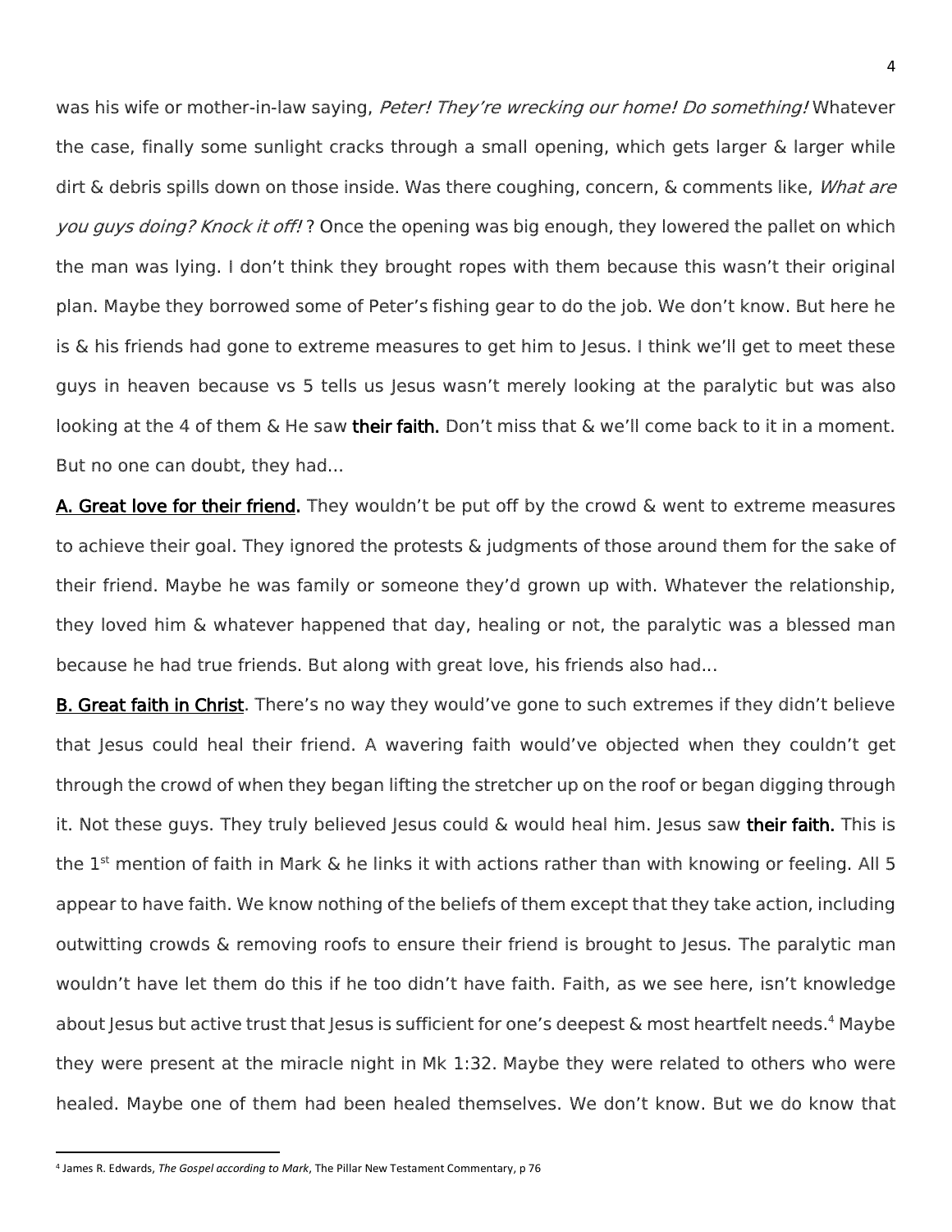was his wife or mother-in-law saying, *Peter! They're wrecking our home! Do something!* Whatever the case, finally some sunlight cracks through a small opening, which gets larger & larger while dirt & debris spills down on those inside. Was there coughing, concern, & comments like, *What are you guys doing? Knock it off!* ? Once the opening was big enough, they lowered the pallet on which the man was lying. I don't think they brought ropes with them because this wasn't their original plan. Maybe they borrowed some of Peter's fishing gear to do the job. We don't know. But here he is & his friends had gone to extreme measures to get him to Jesus. I think we'll get to meet these guys in heaven because vs 5 tells us Jesus wasn't merely looking at the paralytic but was also looking at the 4 of them & He saw **their faith.** Don't miss that & we'll come back to it in a moment. But no one can doubt, they had…

**A. Great love for their friend.** They wouldn't be put off by the crowd & went to extreme measures to achieve their goal. They ignored the protests & judgments of those around them for the sake of their friend. Maybe he was family or someone they'd grown up with. Whatever the relationship, they loved him & whatever happened that day, healing or not, the paralytic was a blessed man because he had true friends. But along with great love, his friends also had…

**B. Great faith in Christ**. There's no way they would've gone to such extremes if they didn't believe that Jesus could heal their friend. A wavering faith would've objected when they couldn't get through the crowd of when they began lifting the stretcher up on the roof or began digging through it. Not these guys. They truly believed Jesus could & would heal him. Jesus saw **their faith.** This is the 1st mention of faith in Mark & he links it with actions rather than with knowing or feeling. All 5 appear to have faith. We know nothing of the beliefs of them except that they take action, including outwitting crowds & removing roofs to ensure their friend is brought to Jesus. The paralytic man wouldn't have let them do this if he too didn't have faith. Faith, as we see here, isn't knowledge about Jesus but active trust that Jesus is sufficient for one's deepest & most heartfelt needs.[4] Maybe they were present at the miracle night in Mk 1:32. Maybe they were related to others who were healed. Maybe one of them had been healed themselves. We don't know. But we do know that

---

[4] James R. Edwards, *The Gospel according to Mark*, The Pillar New Testament Commentary, p 76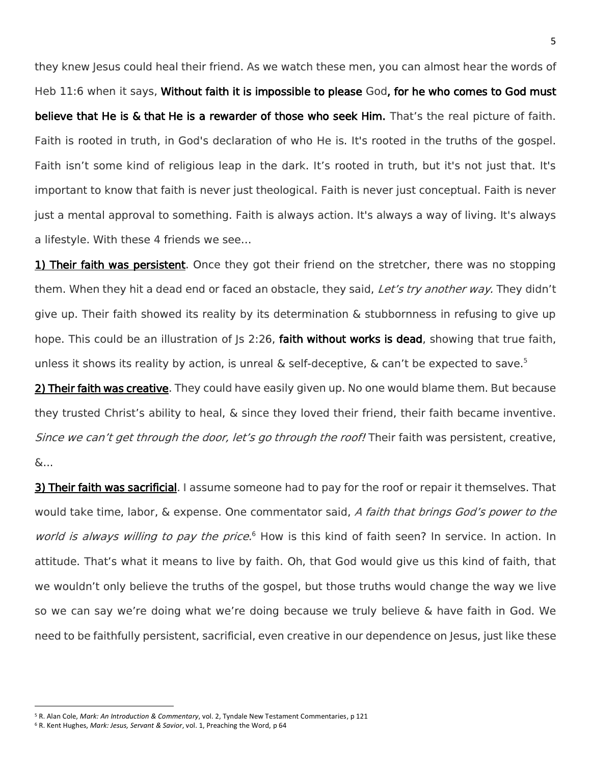they knew Jesus could heal their friend. As we watch these men, you can almost hear the words of Heb 11:6 when it says, **Without faith it is impossible to please** God**, for he who comes to God must believe that He is & that He is a rewarder of those who seek Him.** That's the real picture of faith. Faith is rooted in truth, in God's declaration of who He is. It's rooted in the truths of the gospel. Faith isn't some kind of religious leap in the dark. It's rooted in truth, but it's not just that. It's important to know that faith is never just theological. Faith is never just conceptual. Faith is never just a mental approval to something. Faith is always action. It's always a way of living. It's always a lifestyle. With these 4 friends we see…

**<u>1) Their faith was persistent</u>**. Once they got their friend on the stretcher, there was no stopping them. When they hit a dead end or faced an obstacle, they said, *Let's try another way.* They didn't give up. Their faith showed its reality by its determination & stubbornness in refusing to give up hope. This could be an illustration of Js 2:26, **faith without works is dead**, showing that true faith, unless it shows its reality by action, is unreal & self-deceptive, & can't be expected to save.[5]

**<u>2) Their faith was creative</u>**. They could have easily given up. No one would blame them. But because they trusted Christ's ability to heal, & since they loved their friend, their faith became inventive. *Since we can't get through the door, let's go through the roof!* Their faith was persistent, creative, &…

**<u>3) Their faith was sacrificial</u>**. I assume someone had to pay for the roof or repair it themselves. That would take time, labor, & expense. One commentator said, *A faith that brings God's power to the world is always willing to pay the price.*[6] How is this kind of faith seen? In service. In action. In attitude. That's what it means to live by faith. Oh, that God would give us this kind of faith, that we wouldn't only believe the truths of the gospel, but those truths would change the way we live so we can say we're doing what we're doing because we truly believe & have faith in God. We need to be faithfully persistent, sacrificial, even creative in our dependence on Jesus, just like these

---

[5] R. Alan Cole, *Mark: An Introduction & Commentary*, vol. 2, Tyndale New Testament Commentaries, p 121

[6] R. Kent Hughes, *Mark: Jesus, Servant & Savior*, vol. 1, Preaching the Word, p 64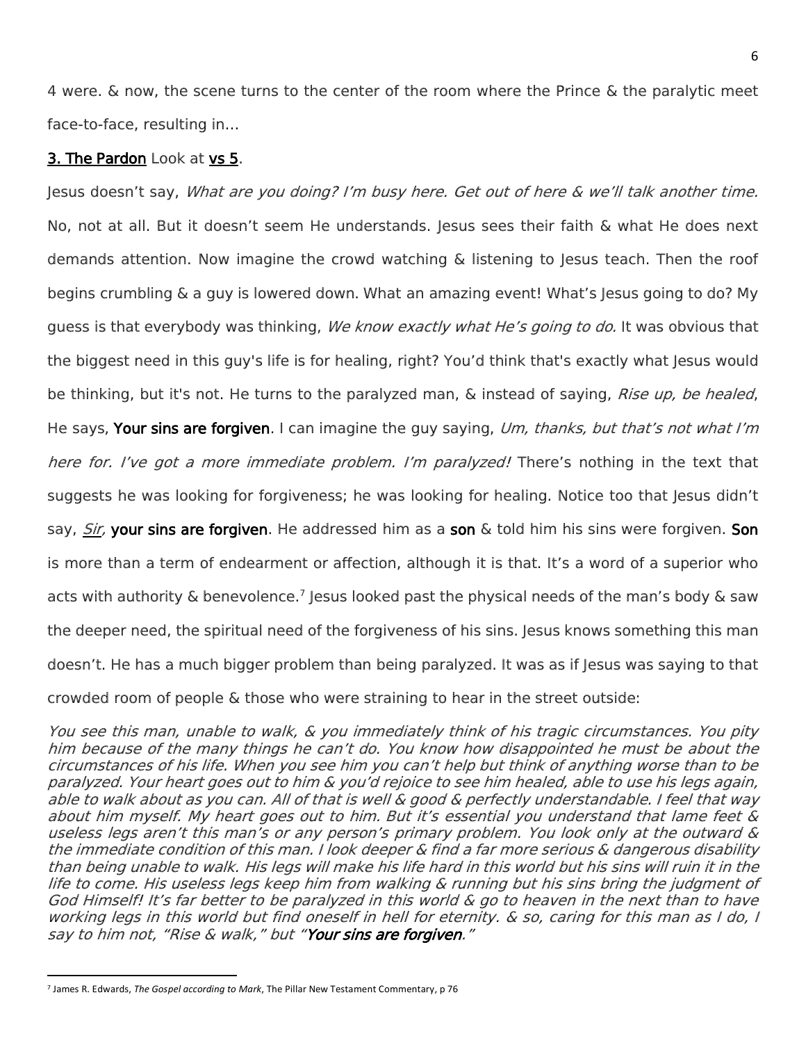4 were. & now, the scene turns to the center of the room where the Prince & the paralytic meet face-to-face, resulting in…

**3. The Pardon** Look at **vs 5**.

Jesus doesn't say, *What are you doing? I'm busy here. Get out of here & we'll talk another time.* No, not at all. But it doesn't seem He understands. Jesus sees their faith & what He does next demands attention. Now imagine the crowd watching & listening to Jesus teach. Then the roof begins crumbling & a guy is lowered down. What an amazing event! What's Jesus going to do? My guess is that everybody was thinking, *We know exactly what He's going to do.* It was obvious that the biggest need in this guy's life is for healing, right? You'd think that's exactly what Jesus would be thinking, but it's not. He turns to the paralyzed man, & instead of saying, *Rise up, be healed*, He says, **Your sins are forgiven**. I can imagine the guy saying, *Um, thanks, but that's not what I'm here for. I've got a more immediate problem. I'm paralyzed!* There's nothing in the text that suggests he was looking for forgiveness; he was looking for healing. Notice too that Jesus didn't say, *Sir,* **your sins are forgiven**. He addressed him as a **son** & told him his sins were forgiven. **Son** is more than a term of endearment or affection, although it is that. It's a word of a superior who acts with authority & benevolence.[7] Jesus looked past the physical needs of the man's body & saw the deeper need, the spiritual need of the forgiveness of his sins. Jesus knows something this man doesn't. He has a much bigger problem than being paralyzed. It was as if Jesus was saying to that crowded room of people & those who were straining to hear in the street outside:

*You see this man, unable to walk, & you immediately think of his tragic circumstances. You pity him because of the many things he can't do. You know how disappointed he must be about the circumstances of his life. When you see him you can't help but think of anything worse than to be paralyzed. Your heart goes out to him & you'd rejoice to see him healed, able to use his legs again, able to walk about as you can. All of that is well & good & perfectly understandable. I feel that way about him myself. My heart goes out to him. But it's essential you understand that lame feet & useless legs aren't this man's or any person's primary problem. You look only at the outward & the immediate condition of this man. I look deeper & find a far more serious & dangerous disability than being unable to walk. His legs will make his life hard in this world but his sins will ruin it in the life to come. His useless legs keep him from walking & running but his sins bring the judgment of God Himself! It's far better to be paralyzed in this world & go to heaven in the next than to have working legs in this world but find oneself in hell for eternity. & so, caring for this man as I do, I say to him not, "Rise & walk," but "***Your sins are forgiven***."*

---

[7] James R. Edwards, *The Gospel according to Mark*, The Pillar New Testament Commentary, p 76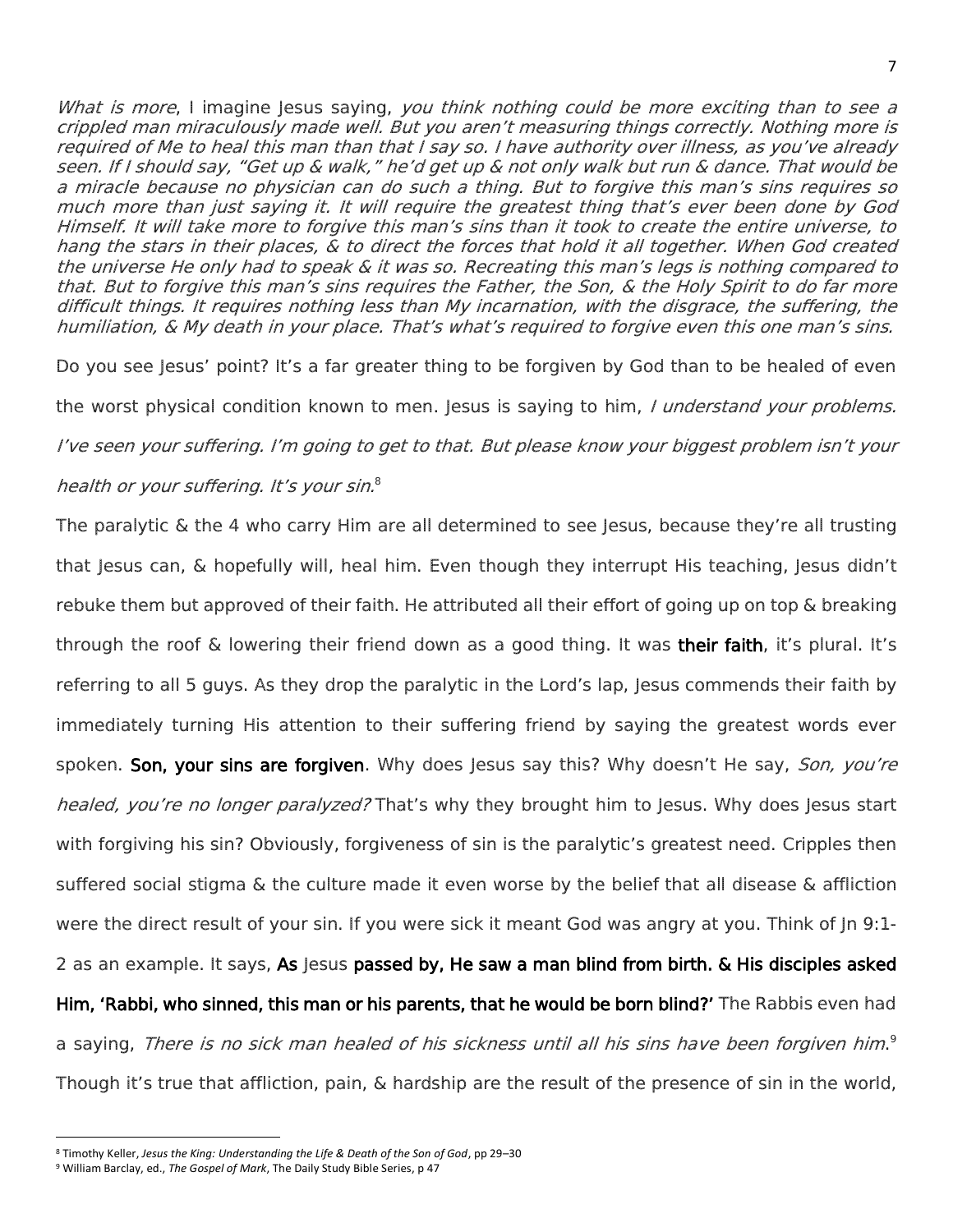*What is more*, I imagine Jesus saying, *you think nothing could be more exciting than to see a crippled man miraculously made well. But you aren't measuring things correctly. Nothing more is required of Me to heal this man than that I say so. I have authority over illness, as you've already seen. If I should say, "Get up & walk," he'd get up & not only walk but run & dance. That would be a miracle because no physician can do such a thing. But to forgive this man's sins requires so much more than just saying it. It will require the greatest thing that's ever been done by God Himself. It will take more to forgive this man's sins than it took to create the entire universe, to hang the stars in their places, & to direct the forces that hold it all together. When God created the universe He only had to speak & it was so. Recreating this man's legs is nothing compared to that. But to forgive this man's sins requires the Father, the Son, & the Holy Spirit to do far more difficult things. It requires nothing less than My incarnation, with the disgrace, the suffering, the humiliation, & My death in your place. That's what's required to forgive even this one man's sins.*

Do you see Jesus' point? It's a far greater thing to be forgiven by God than to be healed of even the worst physical condition known to men. Jesus is saying to him, *I understand your problems. I've seen your suffering. I'm going to get to that. But please know your biggest problem isn't your health or your suffering. It's your sin.*[8]

The paralytic & the 4 who carry Him are all determined to see Jesus, because they're all trusting that Jesus can, & hopefully will, heal him. Even though they interrupt His teaching, Jesus didn't rebuke them but approved of their faith. He attributed all their effort of going up on top & breaking through the roof & lowering their friend down as a good thing. It was **their faith**, it's plural. It's referring to all 5 guys. As they drop the paralytic in the Lord's lap, Jesus commends their faith by immediately turning His attention to their suffering friend by saying the greatest words ever spoken. **Son, your sins are forgiven**. Why does Jesus say this? Why doesn't He say, *Son, you're healed, you're no longer paralyzed?* That's why they brought him to Jesus. Why does Jesus start with forgiving his sin? Obviously, forgiveness of sin is the paralytic's greatest need. Cripples then suffered social stigma & the culture made it even worse by the belief that all disease & affliction were the direct result of your sin. If you were sick it meant God was angry at you. Think of Jn 9:1-2 as an example. It says, **As** Jesus **passed by, He saw a man blind from birth. & His disciples asked Him, 'Rabbi, who sinned, this man or his parents, that he would be born blind?'** The Rabbis even had a saying, *There is no sick man healed of his sickness until all his sins have been forgiven him.*[9] Though it's true that affliction, pain, & hardship are the result of the presence of sin in the world,

---

[8] Timothy Keller, *Jesus the King: Understanding the Life & Death of the Son of God*, pp 29–30

[9] William Barclay, ed., *The Gospel of Mark*, The Daily Study Bible Series, p 47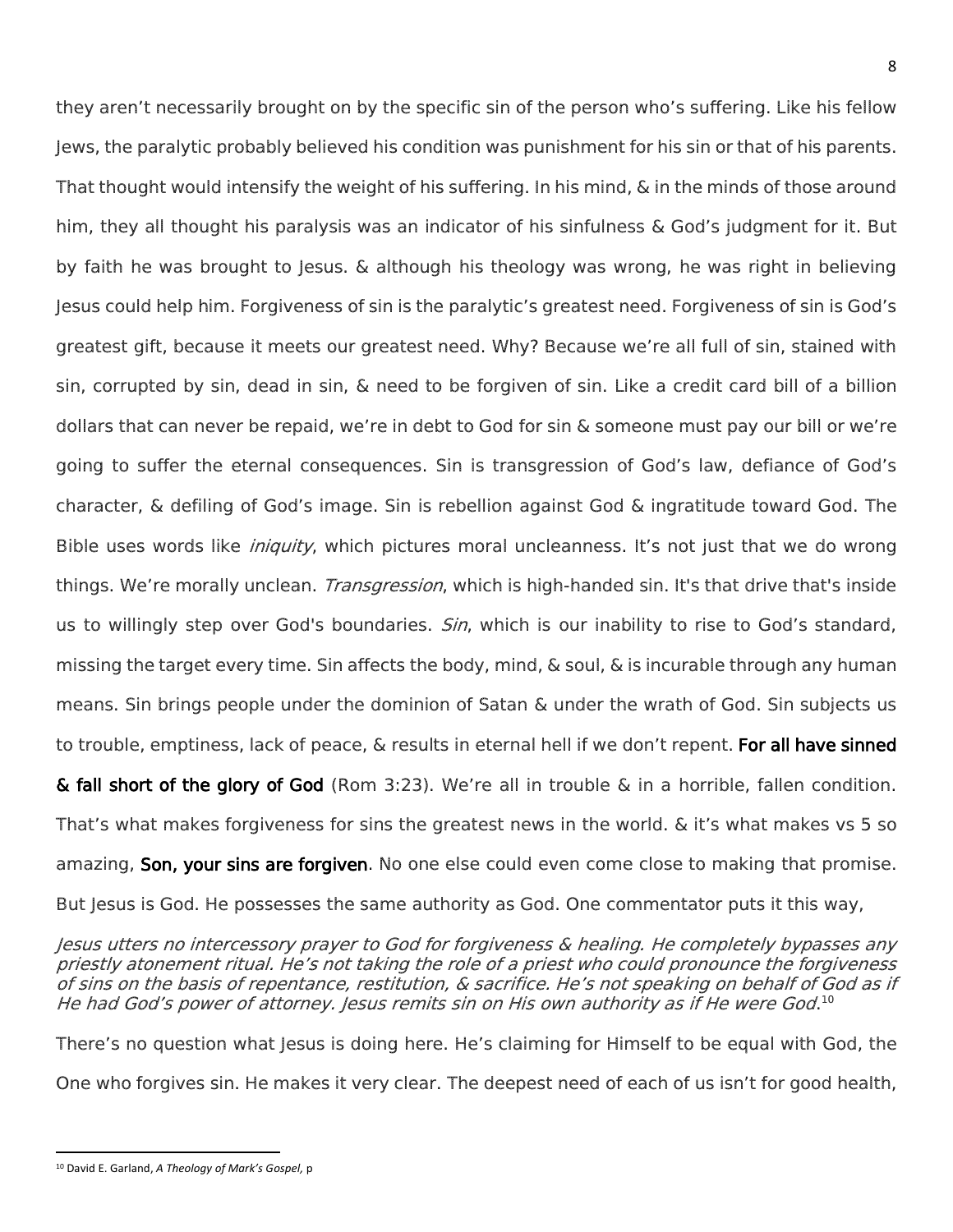they aren't necessarily brought on by the specific sin of the person who's suffering. Like his fellow Jews, the paralytic probably believed his condition was punishment for his sin or that of his parents. That thought would intensify the weight of his suffering. In his mind, & in the minds of those around him, they all thought his paralysis was an indicator of his sinfulness & God's judgment for it. But by faith he was brought to Jesus. & although his theology was wrong, he was right in believing Jesus could help him. Forgiveness of sin is the paralytic's greatest need. Forgiveness of sin is God's greatest gift, because it meets our greatest need. Why? Because we're all full of sin, stained with sin, corrupted by sin, dead in sin, & need to be forgiven of sin. Like a credit card bill of a billion dollars that can never be repaid, we're in debt to God for sin & someone must pay our bill or we're going to suffer the eternal consequences. Sin is transgression of God's law, defiance of God's character, & defiling of God's image. Sin is rebellion against God & ingratitude toward God. The Bible uses words like *iniquity*, which pictures moral uncleanness. It's not just that we do wrong things. We're morally unclean. *Transgression*, which is high-handed sin. It's that drive that's inside us to willingly step over God's boundaries. *Sin*, which is our inability to rise to God's standard, missing the target every time. Sin affects the body, mind, & soul, & is incurable through any human means. Sin brings people under the dominion of Satan & under the wrath of God. Sin subjects us to trouble, emptiness, lack of peace, & results in eternal hell if we don't repent. **For all have sinned & fall short of the glory of God** (Rom 3:23). We're all in trouble & in a horrible, fallen condition. That's what makes forgiveness for sins the greatest news in the world. & it's what makes vs 5 so amazing, **Son, your sins are forgiven**. No one else could even come close to making that promise. But Jesus is God. He possesses the same authority as God. One commentator puts it this way,

*Jesus utters no intercessory prayer to God for forgiveness & healing. He completely bypasses any priestly atonement ritual. He's not taking the role of a priest who could pronounce the forgiveness of sins on the basis of repentance, restitution, & sacrifice. He's not speaking on behalf of God as if He had God's power of attorney. Jesus remits sin on His own authority as if He were God.*[10]

There's no question what Jesus is doing here. He's claiming for Himself to be equal with God, the One who forgives sin. He makes it very clear. The deepest need of each of us isn't for good health,

---

[10] David E. Garland, *A Theology of Mark's Gospel*, p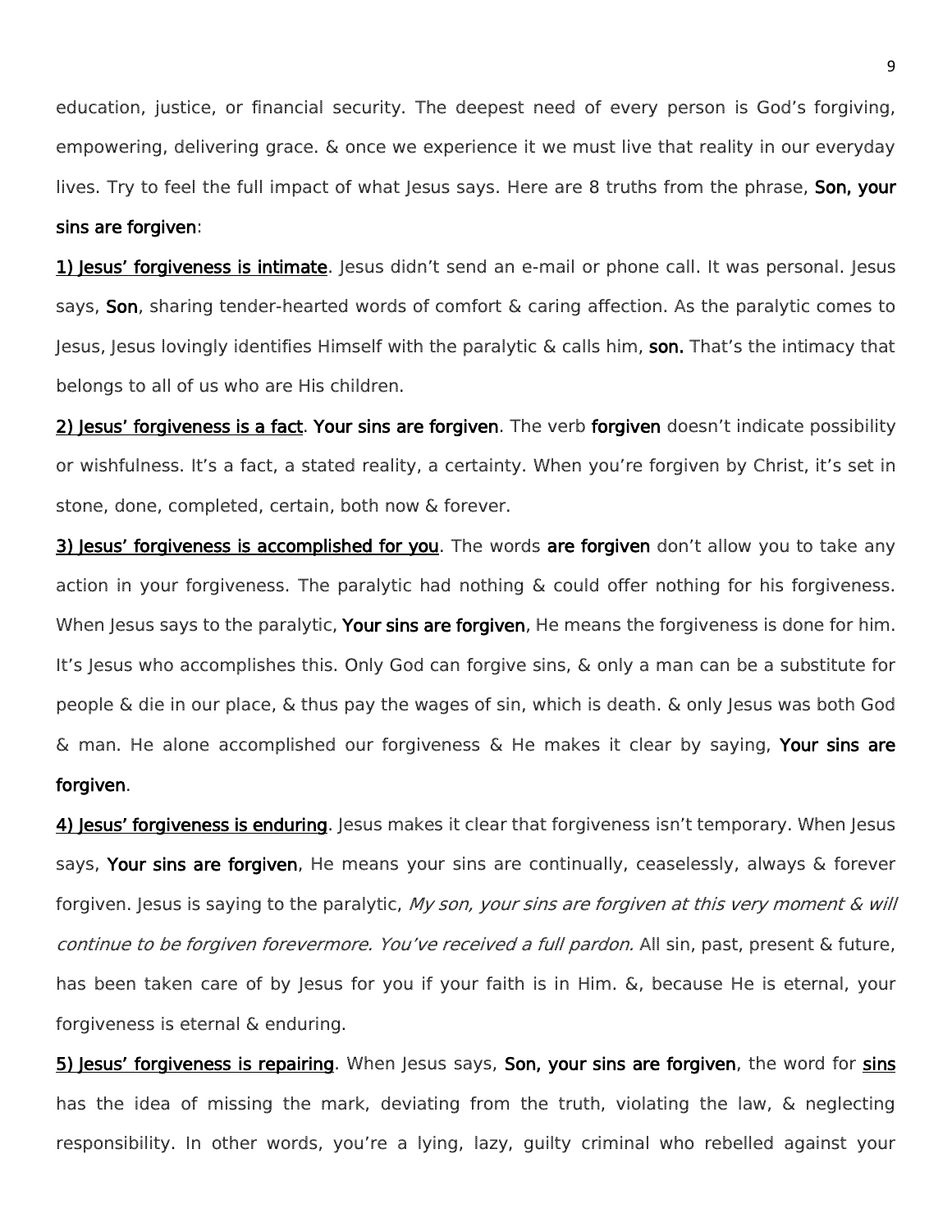education, justice, or financial security. The deepest need of every person is God's forgiving, empowering, delivering grace. & once we experience it we must live that reality in our everyday lives. Try to feel the full impact of what Jesus says. Here are 8 truths from the phrase, **Son, your sins are forgiven**:

<u>1) Jesus' forgiveness is intimate</u>. Jesus didn't send an e-mail or phone call. It was personal. Jesus says, **Son**, sharing tender-hearted words of comfort & caring affection. As the paralytic comes to Jesus, Jesus lovingly identifies Himself with the paralytic & calls him, **son.** That's the intimacy that belongs to all of us who are His children.

<u>2) Jesus' forgiveness is a fact</u>. **Your sins are forgiven**. The verb **forgiven** doesn't indicate possibility or wishfulness. It's a fact, a stated reality, a certainty. When you're forgiven by Christ, it's set in stone, done, completed, certain, both now & forever.

<u>3) Jesus' forgiveness is accomplished for you</u>. The words **are forgiven** don't allow you to take any action in your forgiveness. The paralytic had nothing & could offer nothing for his forgiveness. When Jesus says to the paralytic, **Your sins are forgiven**, He means the forgiveness is done for him. It's Jesus who accomplishes this. Only God can forgive sins, & only a man can be a substitute for people & die in our place, & thus pay the wages of sin, which is death. & only Jesus was both God & man. He alone accomplished our forgiveness & He makes it clear by saying, **Your sins are forgiven**.

<u>4) Jesus' forgiveness is enduring</u>. Jesus makes it clear that forgiveness isn't temporary. When Jesus says, **Your sins are forgiven**, He means your sins are continually, ceaselessly, always & forever forgiven. Jesus is saying to the paralytic, *My son, your sins are forgiven at this very moment & will continue to be forgiven forevermore. You've received a full pardon.* All sin, past, present & future, has been taken care of by Jesus for you if your faith is in Him. &, because He is eternal, your forgiveness is eternal & enduring.

<u>5) Jesus' forgiveness is repairing</u>. When Jesus says, **Son, your sins are forgiven**, the word for <u>sins</u> has the idea of missing the mark, deviating from the truth, violating the law, & neglecting responsibility. In other words, you're a lying, lazy, guilty criminal who rebelled against your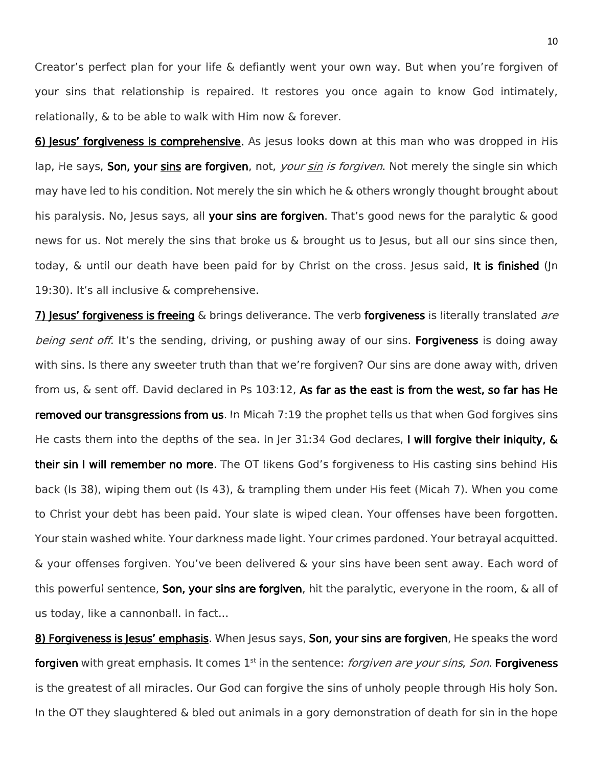Creator's perfect plan for your life & defiantly went your own way. But when you're forgiven of your sins that relationship is repaired. It restores you once again to know God intimately, relationally, & to be able to walk with Him now & forever.

**6) Jesus' forgiveness is comprehensive.** As Jesus looks down at this man who was dropped in His lap, He says, **Son, your sins are forgiven**, not, *your sin is forgiven*. Not merely the single sin which may have led to his condition. Not merely the sin which he & others wrongly thought brought about his paralysis. No, Jesus says, all **your sins are forgiven**. That's good news for the paralytic & good news for us. Not merely the sins that broke us & brought us to Jesus, but all our sins since then, today, & until our death have been paid for by Christ on the cross. Jesus said, **It is finished** (Jn 19:30). It's all inclusive & comprehensive.

**7) Jesus' forgiveness is freeing** & brings deliverance. The verb **forgiveness** is literally translated *are being sent off*. It's the sending, driving, or pushing away of our sins. **Forgiveness** is doing away with sins. Is there any sweeter truth than that we're forgiven? Our sins are done away with, driven from us, & sent off. David declared in Ps 103:12, **As far as the east is from the west, so far has He removed our transgressions from us**. In Micah 7:19 the prophet tells us that when God forgives sins He casts them into the depths of the sea. In Jer 31:34 God declares, **I will forgive their iniquity, & their sin I will remember no more**. The OT likens God's forgiveness to His casting sins behind His back (Is 38), wiping them out (Is 43), & trampling them under His feet (Micah 7). When you come to Christ your debt has been paid. Your slate is wiped clean. Your offenses have been forgotten. Your stain washed white. Your darkness made light. Your crimes pardoned. Your betrayal acquitted. & your offenses forgiven. You've been delivered & your sins have been sent away. Each word of this powerful sentence, **Son, your sins are forgiven**, hit the paralytic, everyone in the room, & all of us today, like a cannonball. In fact…

**8) Forgiveness is Jesus' emphasis**. When Jesus says, **Son, your sins are forgiven**, He speaks the word **forgiven** with great emphasis. It comes 1st in the sentence: *forgiven are your sins, Son*. **Forgiveness** is the greatest of all miracles. Our God can forgive the sins of unholy people through His holy Son. In the OT they slaughtered & bled out animals in a gory demonstration of death for sin in the hope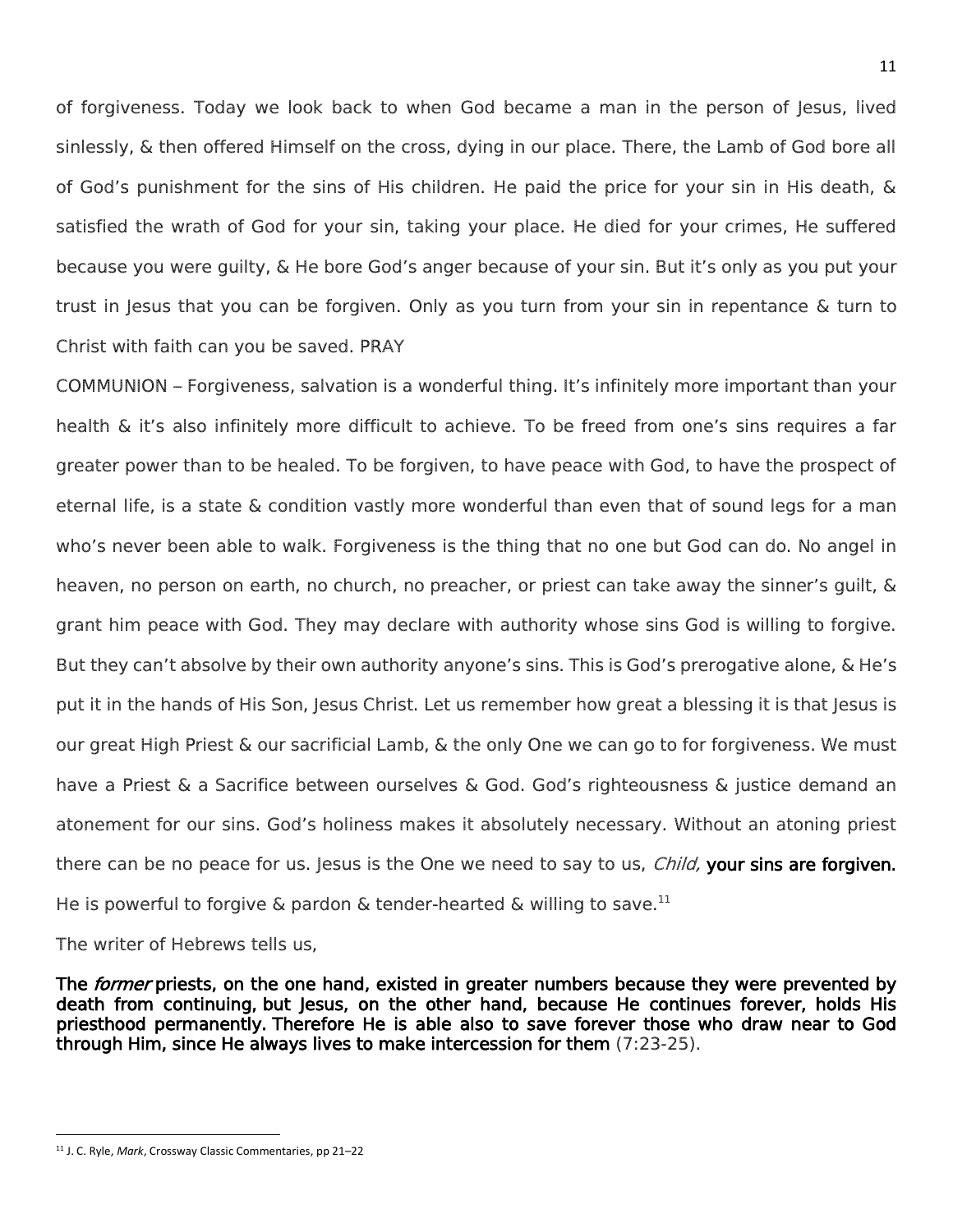of forgiveness. Today we look back to when God became a man in the person of Jesus, lived sinlessly, & then offered Himself on the cross, dying in our place. There, the Lamb of God bore all of God's punishment for the sins of His children. He paid the price for your sin in His death, & satisfied the wrath of God for your sin, taking your place. He died for your crimes, He suffered because you were guilty, & He bore God's anger because of your sin. But it's only as you put your trust in Jesus that you can be forgiven. Only as you turn from your sin in repentance & turn to Christ with faith can you be saved. PRAY

COMMUNION – Forgiveness, salvation is a wonderful thing. It's infinitely more important than your health & it's also infinitely more difficult to achieve. To be freed from one's sins requires a far greater power than to be healed. To be forgiven, to have peace with God, to have the prospect of eternal life, is a state & condition vastly more wonderful than even that of sound legs for a man who's never been able to walk. Forgiveness is the thing that no one but God can do. No angel in heaven, no person on earth, no church, no preacher, or priest can take away the sinner's guilt, & grant him peace with God. They may declare with authority whose sins God is willing to forgive. But they can't absolve by their own authority anyone's sins. This is God's prerogative alone, & He's put it in the hands of His Son, Jesus Christ. Let us remember how great a blessing it is that Jesus is our great High Priest & our sacrificial Lamb, & the only One we can go to for forgiveness. We must have a Priest & a Sacrifice between ourselves & God. God's righteousness & justice demand an atonement for our sins. God's holiness makes it absolutely necessary. Without an atoning priest there can be no peace for us. Jesus is the One we need to say to us, *Child,* **your sins are forgiven.** He is powerful to forgive & pardon & tender-hearted & willing to save.[11]

The writer of Hebrews tells us,

**The *former* priests, on the one hand, existed in greater numbers because they were prevented by death from continuing, but Jesus, on the other hand, because He continues forever, holds His priesthood permanently. Therefore He is able also to save forever those who draw near to God through Him, since He always lives to make intercession for them** (7:23-25).

---

[11] J. C. Ryle, *Mark*, Crossway Classic Commentaries, pp 21–22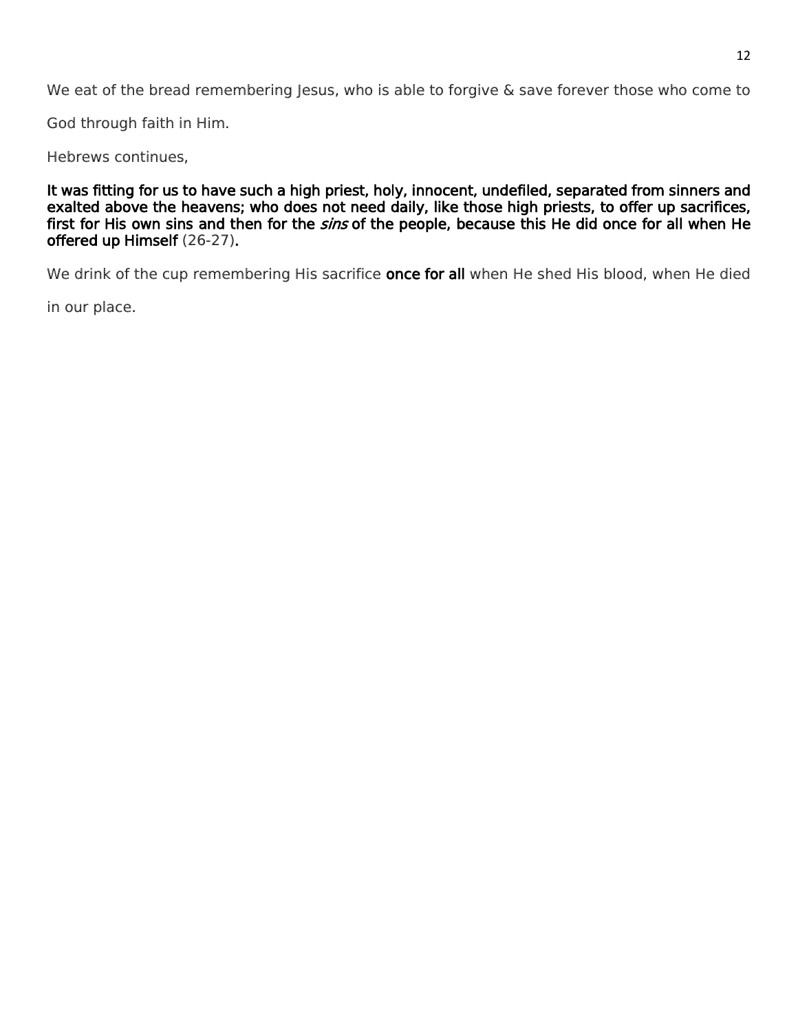We eat of the bread remembering Jesus, who is able to forgive & save forever those who come to God through faith in Him.

Hebrews continues,

**It was fitting for us to have such a high priest, holy, innocent, undefiled, separated from sinners and exalted above the heavens; who does not need daily, like those high priests, to offer up sacrifices, first for His own sins and then for the *sins* of the people, because this He did once for all when He offered up Himself** (26-27)**.**

We drink of the cup remembering His sacrifice **once for all** when He shed His blood, when He died in our place.